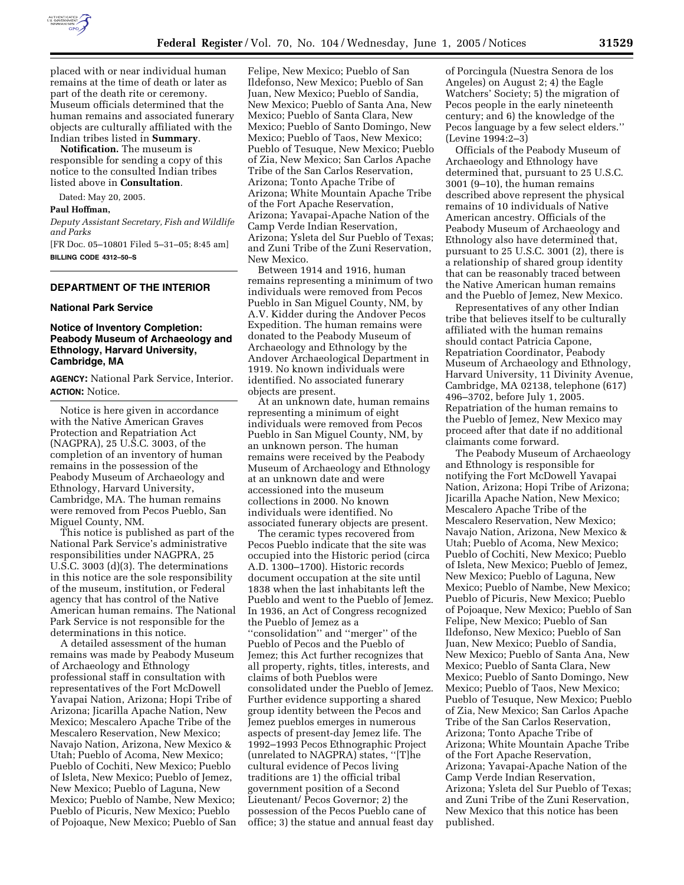placed with or near individual human remains at the time of death or later as part of the death rite or ceremony. Museum officials determined that the human remains and associated funerary objects are culturally affiliated with the Indian tribes listed in **Summary**.

**Notification.** The museum is responsible for sending a copy of this notice to the consulted Indian tribes listed above in **Consultation**.

Dated: May 20, 2005.

**Paul Hoffman,**

*Deputy Assistant Secretary, Fish and Wildlife and Parks*

[FR Doc. 05–10801 Filed 5–31–05; 8:45 am]

**BILLING CODE 4312–50–S**

---

## DEPARTMENT OF THE INTERIOR

### National Park Service

### Notice of Inventory Completion: Peabody Museum of Archaeology and Ethnology, Harvard University, Cambridge, MA

**AGENCY:** National Park Service, Interior.

**ACTION:** Notice.

Notice is here given in accordance with the Native American Graves Protection and Repatriation Act (NAGPRA), 25 U.S.C. 3003, of the completion of an inventory of human remains in the possession of the Peabody Museum of Archaeology and Ethnology, Harvard University, Cambridge, MA. The human remains were removed from Pecos Pueblo, San Miguel County, NM.

This notice is published as part of the National Park Service's administrative responsibilities under NAGPRA, 25 U.S.C. 3003 (d)(3). The determinations in this notice are the sole responsibility of the museum, institution, or Federal agency that has control of the Native American human remains. The National Park Service is not responsible for the determinations in this notice.

A detailed assessment of the human remains was made by Peabody Museum of Archaeology and Ethnology professional staff in consultation with representatives of the Fort McDowell Yavapai Nation, Arizona; Hopi Tribe of Arizona; Jicarilla Apache Nation, New Mexico; Mescalero Apache Tribe of the Mescalero Reservation, New Mexico; Navajo Nation, Arizona, New Mexico & Utah; Pueblo of Acoma, New Mexico; Pueblo of Cochiti, New Mexico; Pueblo of Isleta, New Mexico; Pueblo of Jemez, New Mexico; Pueblo of Laguna, New Mexico; Pueblo of Nambe, New Mexico; Pueblo of Picuris, New Mexico; Pueblo of Pojoaque, New Mexico; Pueblo of San Felipe, New Mexico; Pueblo of San Ildefonso, New Mexico; Pueblo of San Juan, New Mexico; Pueblo of Sandia, New Mexico; Pueblo of Santa Ana, New Mexico; Pueblo of Santa Clara, New Mexico; Pueblo of Santo Domingo, New Mexico; Pueblo of Taos, New Mexico; Pueblo of Tesuque, New Mexico; Pueblo of Zia, New Mexico; San Carlos Apache Tribe of the San Carlos Reservation, Arizona; Tonto Apache Tribe of Arizona; White Mountain Apache Tribe of the Fort Apache Reservation, Arizona; Yavapai-Apache Nation of the Camp Verde Indian Reservation, Arizona; Ysleta del Sur Pueblo of Texas; and Zuni Tribe of the Zuni Reservation, New Mexico.

Between 1914 and 1916, human remains representing a minimum of two individuals were removed from Pecos Pueblo in San Miguel County, NM, by A.V. Kidder during the Andover Pecos Expedition. The human remains were donated to the Peabody Museum of Archaeology and Ethnology by the Andover Archaeological Department in 1919. No known individuals were identified. No associated funerary objects are present.

At an unknown date, human remains representing a minimum of eight individuals were removed from Pecos Pueblo in San Miguel County, NM, by an unknown person. The human remains were received by the Peabody Museum of Archaeology and Ethnology at an unknown date and were accessioned into the museum collections in 2000. No known individuals were identified. No associated funerary objects are present.

The ceramic types recovered from Pecos Pueblo indicate that the site was occupied into the Historic period (circa A.D. 1300–1700). Historic records document occupation at the site until 1838 when the last inhabitants left the Pueblo and went to the Pueblo of Jemez. In 1936, an Act of Congress recognized the Pueblo of Jemez as a ''consolidation'' and ''merger'' of the Pueblo of Pecos and the Pueblo of Jemez; this Act further recognizes that all property, rights, titles, interests, and claims of both Pueblos were consolidated under the Pueblo of Jemez. Further evidence supporting a shared group identity between the Pecos and Jemez pueblos emerges in numerous aspects of present-day Jemez life. The 1992–1993 Pecos Ethnographic Project (unrelated to NAGPRA) states, ''[T]he cultural evidence of Pecos living traditions are 1) the official tribal government position of a Second Lieutenant/ Pecos Governor; 2) the possession of the Pecos Pueblo cane of office; 3) the statue and annual feast day of Porcingula (Nuestra Senora de los Angeles) on August 2; 4) the Eagle Watchers' Society; 5) the migration of Pecos people in the early nineteenth century; and 6) the knowledge of the Pecos language by a few select elders.'' (Levine 1994:2–3)

Officials of the Peabody Museum of Archaeology and Ethnology have determined that, pursuant to 25 U.S.C. 3001 (9–10), the human remains described above represent the physical remains of 10 individuals of Native American ancestry. Officials of the Peabody Museum of Archaeology and Ethnology also have determined that, pursuant to 25 U.S.C. 3001 (2), there is a relationship of shared group identity that can be reasonably traced between the Native American human remains and the Pueblo of Jemez, New Mexico.

Representatives of any other Indian tribe that believes itself to be culturally affiliated with the human remains should contact Patricia Capone, Repatriation Coordinator, Peabody Museum of Archaeology and Ethnology, Harvard University, 11 Divinity Avenue, Cambridge, MA 02138, telephone (617) 496–3702, before July 1, 2005. Repatriation of the human remains to the Pueblo of Jemez, New Mexico may proceed after that date if no additional claimants come forward.

The Peabody Museum of Archaeology and Ethnology is responsible for notifying the Fort McDowell Yavapai Nation, Arizona; Hopi Tribe of Arizona; Jicarilla Apache Nation, New Mexico; Mescalero Apache Tribe of the Mescalero Reservation, New Mexico; Navajo Nation, Arizona, New Mexico & Utah; Pueblo of Acoma, New Mexico; Pueblo of Cochiti, New Mexico; Pueblo of Isleta, New Mexico; Pueblo of Jemez, New Mexico; Pueblo of Laguna, New Mexico; Pueblo of Nambe, New Mexico; Pueblo of Picuris, New Mexico; Pueblo of Pojoaque, New Mexico; Pueblo of San Felipe, New Mexico; Pueblo of San Ildefonso, New Mexico; Pueblo of San Juan, New Mexico; Pueblo of Sandia, New Mexico; Pueblo of Santa Ana, New Mexico; Pueblo of Santa Clara, New Mexico; Pueblo of Santo Domingo, New Mexico; Pueblo of Taos, New Mexico; Pueblo of Tesuque, New Mexico; Pueblo of Zia, New Mexico; San Carlos Apache Tribe of the San Carlos Reservation, Arizona; Tonto Apache Tribe of Arizona; White Mountain Apache Tribe of the Fort Apache Reservation, Arizona; Yavapai-Apache Nation of the Camp Verde Indian Reservation, Arizona; Ysleta del Sur Pueblo of Texas; and Zuni Tribe of the Zuni Reservation, New Mexico that this notice has been published.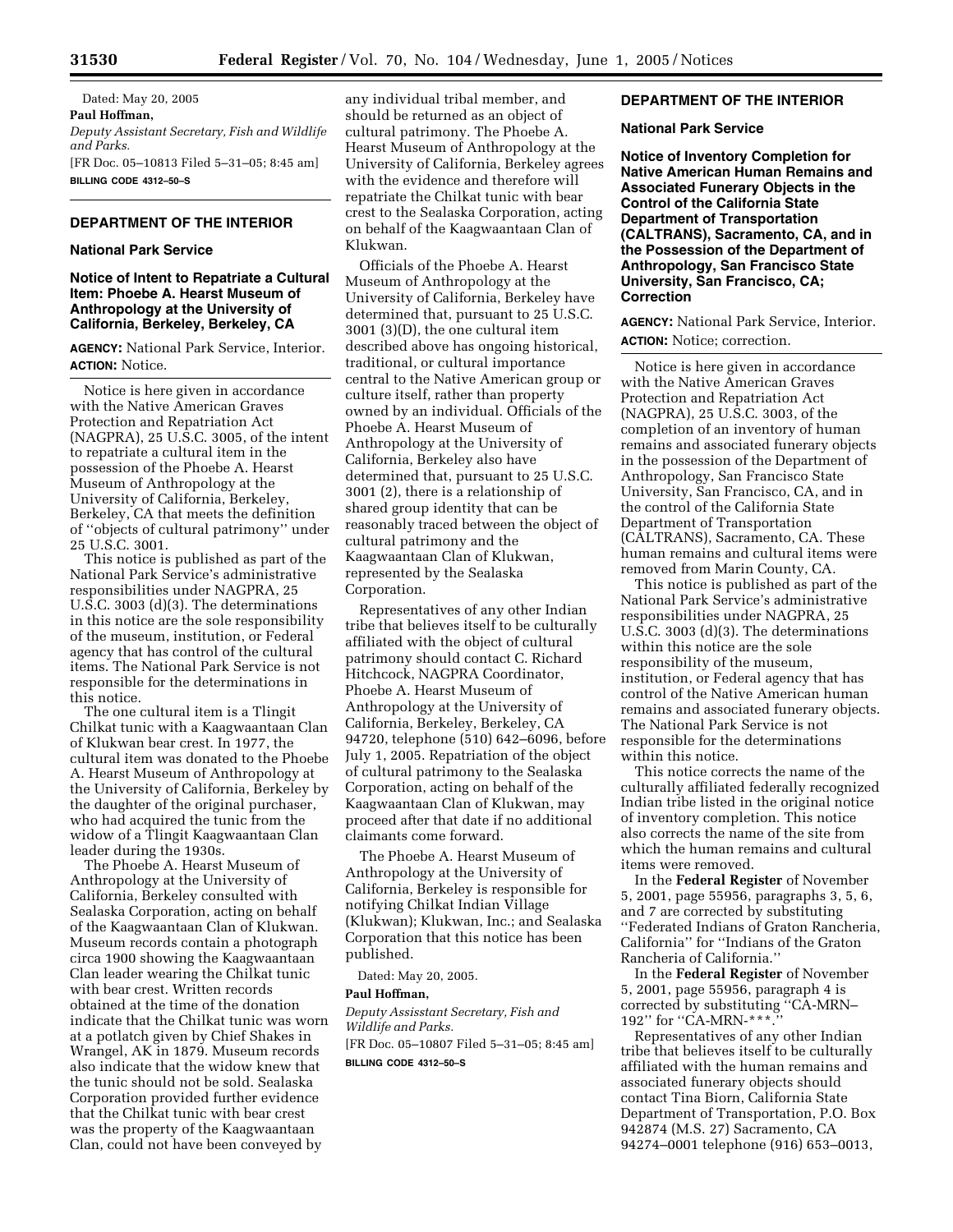Dated: May 20, 2005

**Paul Hoffman,**

*Deputy Assistant Secretary, Fish and Wildlife and Parks.*

[FR Doc. 05–10813 Filed 5–31–05; 8:45 am]

**BILLING CODE 4312–50–S**

## DEPARTMENT OF THE INTERIOR

### National Park Service

### Notice of Intent to Repatriate a Cultural Item: Phoebe A. Hearst Museum of Anthropology at the University of California, Berkeley, Berkeley, CA

**AGENCY:** National Park Service, Interior.

**ACTION:** Notice.

Notice is here given in accordance with the Native American Graves Protection and Repatriation Act (NAGPRA), 25 U.S.C. 3005, of the intent to repatriate a cultural item in the possession of the Phoebe A. Hearst Museum of Anthropology at the University of California, Berkeley, Berkeley, CA that meets the definition of ''objects of cultural patrimony'' under 25 U.S.C. 3001.

This notice is published as part of the National Park Service's administrative responsibilities under NAGPRA, 25 U.S.C. 3003 (d)(3). The determinations in this notice are the sole responsibility of the museum, institution, or Federal agency that has control of the cultural items. The National Park Service is not responsible for the determinations in this notice.

The one cultural item is a Tlingit Chilkat tunic with a Kaagwaantaan Clan of Klukwan bear crest. In 1977, the cultural item was donated to the Phoebe A. Hearst Museum of Anthropology at the University of California, Berkeley by the daughter of the original purchaser, who had acquired the tunic from the widow of a Tlingit Kaagwaantaan Clan leader during the 1930s.

The Phoebe A. Hearst Museum of Anthropology at the University of California, Berkeley consulted with Sealaska Corporation, acting on behalf of the Kaagwaantaan Clan of Klukwan. Museum records contain a photograph circa 1900 showing the Kaagwaantaan Clan leader wearing the Chilkat tunic with bear crest. Written records obtained at the time of the donation indicate that the Chilkat tunic was worn at a potlatch given by Chief Shakes in Wrangel, AK in 1879. Museum records also indicate that the widow knew that the tunic should not be sold. Sealaska Corporation provided further evidence that the Chilkat tunic with bear crest was the property of the Kaagwaantaan Clan, could not have been conveyed by any individual tribal member, and should be returned as an object of cultural patrimony. The Phoebe A. Hearst Museum of Anthropology at the University of California, Berkeley agrees with the evidence and therefore will repatriate the Chilkat tunic with bear crest to the Sealaska Corporation, acting on behalf of the Kaagwaantaan Clan of Klukwan.

Officials of the Phoebe A. Hearst Museum of Anthropology at the University of California, Berkeley have determined that, pursuant to 25 U.S.C. 3001 (3)(D), the one cultural item described above has ongoing historical, traditional, or cultural importance central to the Native American group or culture itself, rather than property owned by an individual. Officials of the Phoebe A. Hearst Museum of Anthropology at the University of California, Berkeley also have determined that, pursuant to 25 U.S.C. 3001 (2), there is a relationship of shared group identity that can be reasonably traced between the object of cultural patrimony and the Kaagwaantaan Clan of Klukwan, represented by the Sealaska Corporation.

Representatives of any other Indian tribe that believes itself to be culturally affiliated with the object of cultural patrimony should contact C. Richard Hitchcock, NAGPRA Coordinator, Phoebe A. Hearst Museum of Anthropology at the University of California, Berkeley, Berkeley, CA 94720, telephone (510) 642–6096, before July 1, 2005. Repatriation of the object of cultural patrimony to the Sealaska Corporation, acting on behalf of the Kaagwaantaan Clan of Klukwan, may proceed after that date if no additional claimants come forward.

The Phoebe A. Hearst Museum of Anthropology at the University of California, Berkeley is responsible for notifying Chilkat Indian Village (Klukwan); Klukwan, Inc.; and Sealaska Corporation that this notice has been published.

Dated: May 20, 2005.

**Paul Hoffman,**

*Deputy Assisstant Secretary, Fish and Wildlife and Parks.*

[FR Doc. 05–10807 Filed 5–31–05; 8:45 am]

**BILLING CODE 4312–50–S**

## DEPARTMENT OF THE INTERIOR

### National Park Service

### Notice of Inventory Completion for Native American Human Remains and Associated Funerary Objects in the Control of the California State Department of Transportation (CALTRANS), Sacramento, CA, and in the Possession of the Department of Anthropology, San Francisco State University, San Francisco, CA; Correction

**AGENCY:** National Park Service, Interior.

**ACTION:** Notice; correction.

Notice is here given in accordance with the Native American Graves Protection and Repatriation Act (NAGPRA), 25 U.S.C. 3003, of the completion of an inventory of human remains and associated funerary objects in the possession of the Department of Anthropology, San Francisco State University, San Francisco, CA, and in the control of the California State Department of Transportation (CALTRANS), Sacramento, CA. These human remains and cultural items were removed from Marin County, CA.

This notice is published as part of the National Park Service's administrative responsibilities under NAGPRA, 25 U.S.C. 3003 (d)(3). The determinations within this notice are the sole responsibility of the museum, institution, or Federal agency that has control of the Native American human remains and associated funerary objects. The National Park Service is not responsible for the determinations within this notice.

This notice corrects the name of the culturally affiliated federally recognized Indian tribe listed in the original notice of inventory completion. This notice also corrects the name of the site from which the human remains and cultural items were removed.

In the **Federal Register** of November 5, 2001, page 55956, paragraphs 3, 5, 6, and 7 are corrected by substituting ''Federated Indians of Graton Rancheria, California'' for ''Indians of the Graton Rancheria of California.''

In the **Federal Register** of November 5, 2001, page 55956, paragraph 4 is corrected by substituting ''CA-MRN–192'' for ''CA-MRN-***.''

Representatives of any other Indian tribe that believes itself to be culturally affiliated with the human remains and associated funerary objects should contact Tina Biorn, California State Department of Transportation, P.O. Box 942874 (M.S. 27) Sacramento, CA 94274–0001 telephone (916) 653–0013,